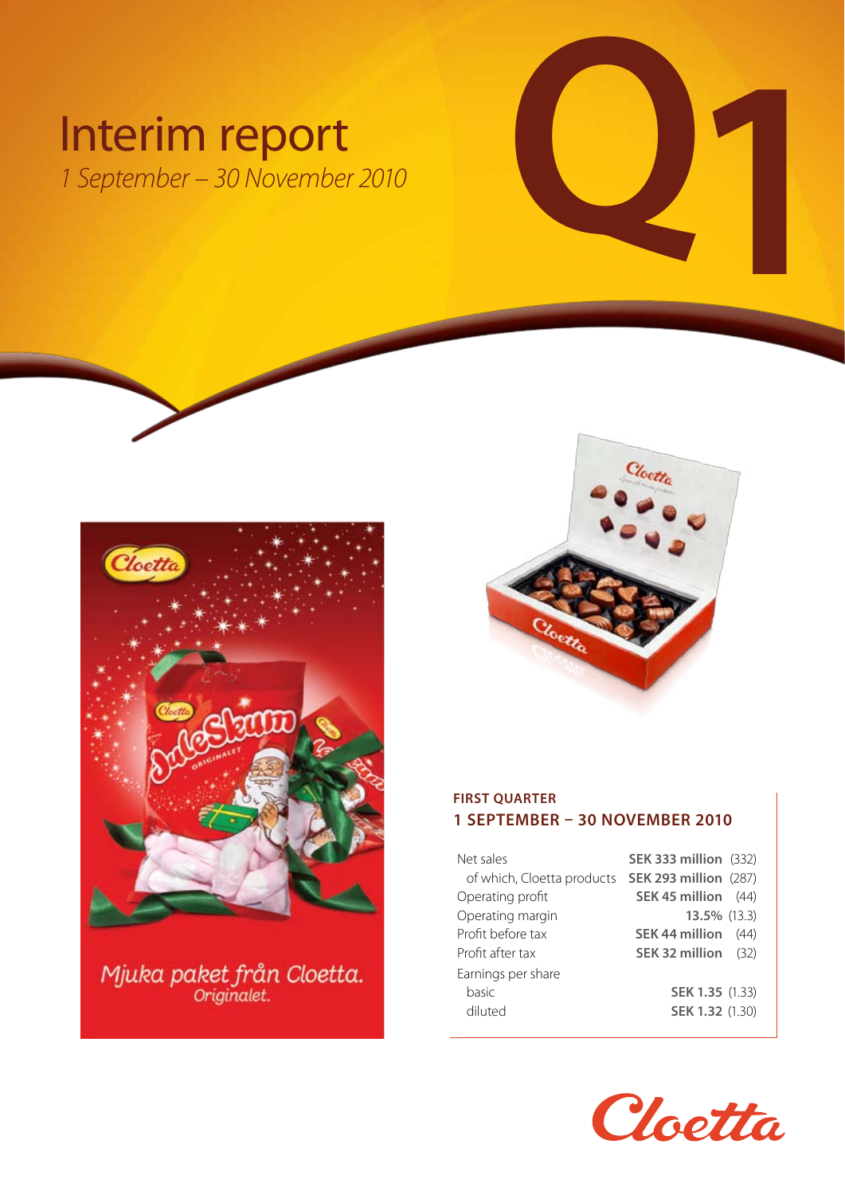# Interim report

*1 September – 30 November 2010*

Q1

Mjuka paket från Cloetta.
Originalet.

## FIRST QUARTER
## 1 SEPTEMBER – 30 NOVEMBER 2010

| | | |
|---|---|---|
| Net sales | **SEK 333 million** | (332) |
| of which, Cloetta products | **SEK 293 million** | (287) |
| Operating profit | **SEK 45 million** | (44) |
| Operating margin | **13.5%** | (13.3) |
| Profit before tax | **SEK 44 million** | (44) |
| Profit after tax | **SEK 32 million** | (32) |
| Earnings per share | | |
| basic | **SEK 1.35** | (1.33) |
| diluted | **SEK 1.32** | (1.30) |

Cloetta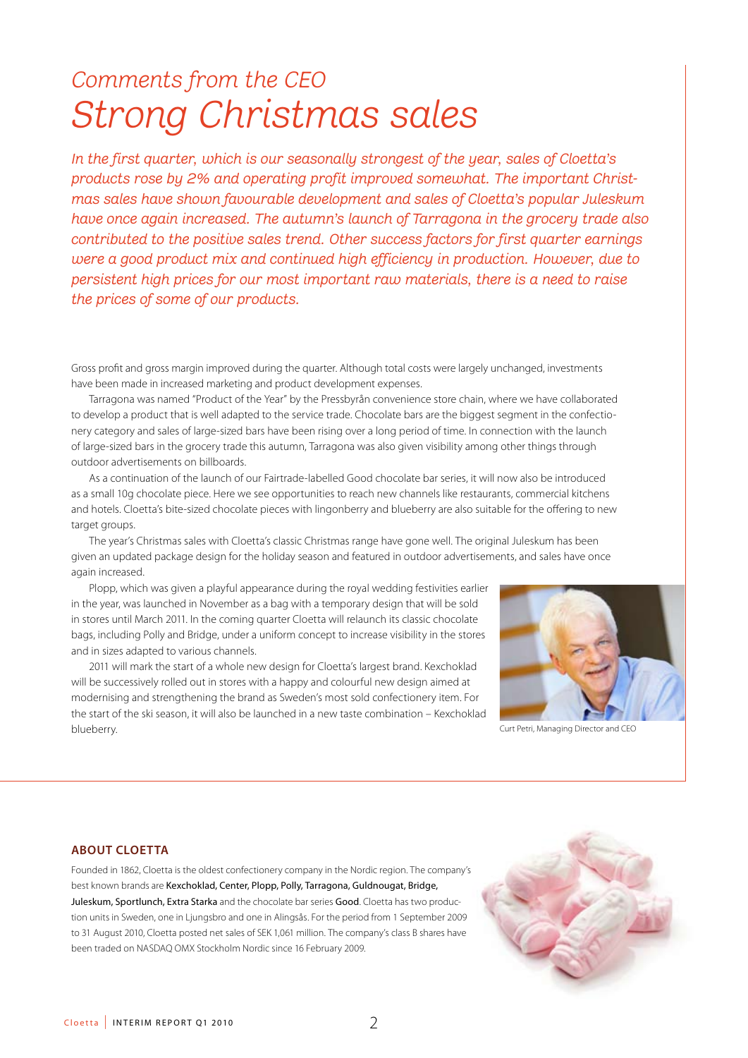# Comments from the CEO

## Strong Christmas sales

*In the first quarter, which is our seasonally strongest of the year, sales of Cloetta's products rose by 2% and operating profit improved somewhat. The important Christmas sales have shown favourable development and sales of Cloetta's popular Juleskum have once again increased. The autumn's launch of Tarragona in the grocery trade also contributed to the positive sales trend. Other success factors for first quarter earnings were a good product mix and continued high efficiency in production. However, due to persistent high prices for our most important raw materials, there is a need to raise the prices of some of our products.*

Gross profit and gross margin improved during the quarter. Although total costs were largely unchanged, investments have been made in increased marketing and product development expenses.

Tarragona was named "Product of the Year" by the Pressbyrån convenience store chain, where we have collaborated to develop a product that is well adapted to the service trade. Chocolate bars are the biggest segment in the confectionery category and sales of large-sized bars have been rising over a long period of time. In connection with the launch of large-sized bars in the grocery trade this autumn, Tarragona was also given visibility among other things through outdoor advertisements on billboards.

As a continuation of the launch of our Fairtrade-labelled Good chocolate bar series, it will now also be introduced as a small 10g chocolate piece. Here we see opportunities to reach new channels like restaurants, commercial kitchens and hotels. Cloetta's bite-sized chocolate pieces with lingonberry and blueberry are also suitable for the offering to new target groups.

The year's Christmas sales with Cloetta's classic Christmas range have gone well. The original Juleskum has been given an updated package design for the holiday season and featured in outdoor advertisements, and sales have once again increased.

Plopp, which was given a playful appearance during the royal wedding festivities earlier in the year, was launched in November as a bag with a temporary design that will be sold in stores until March 2011. In the coming quarter Cloetta will relaunch its classic chocolate bags, including Polly and Bridge, under a uniform concept to increase visibility in the stores and in sizes adapted to various channels.

2011 will mark the start of a whole new design for Cloetta's largest brand. Kexchoklad will be successively rolled out in stores with a happy and colourful new design aimed at modernising and strengthening the brand as Sweden's most sold confectionery item. For the start of the ski season, it will also be launched in a new taste combination – Kexchoklad blueberry.

Curt Petri, Managing Director and CEO

### ABOUT CLOETTA

Founded in 1862, Cloetta is the oldest confectionery company in the Nordic region. The company's best known brands are **Kexchoklad, Center, Plopp, Polly, Tarragona, Guldnougat, Bridge, Juleskum, Sportlunch, Extra Starka** and the chocolate bar series **Good**. Cloetta has two production units in Sweden, one in Ljungsbro and one in Alingsås. For the period from 1 September 2009 to 31 August 2010, Cloetta posted net sales of SEK 1,061 million. The company's class B shares have been traded on NASDAQ OMX Stockholm Nordic since 16 February 2009.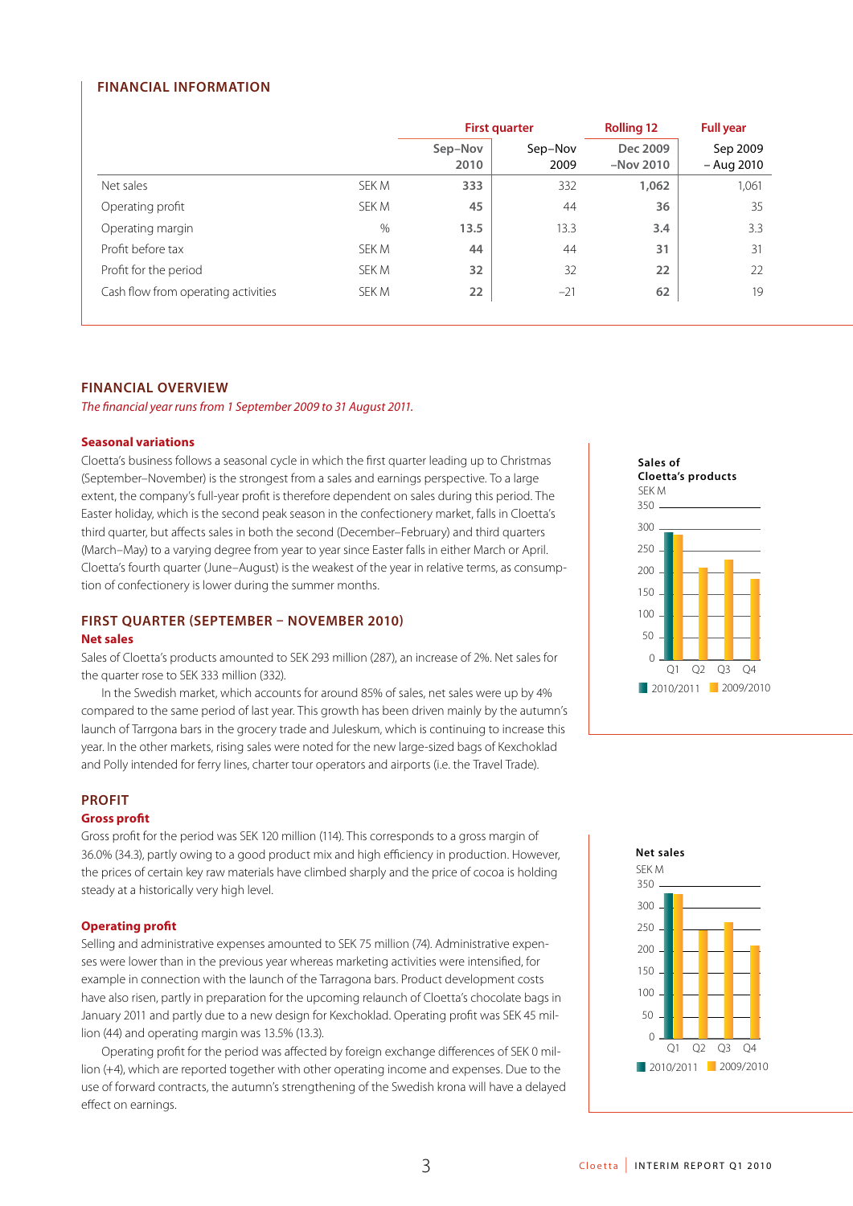## FINANCIAL INFORMATION

| | | First quarter | | Rolling 12 | Full year |
|---|---|---|---|---|---|
| | | Sep–Nov 2010 | Sep–Nov 2009 | Dec 2009 –Nov 2010 | Sep 2009 – Aug 2010 |
| Net sales | SEK M | **333** | 332 | **1,062** | 1,061 |
| Operating profit | SEK M | **45** | 44 | **36** | 35 |
| Operating margin | % | **13.5** | 13.3 | **3.4** | 3.3 |
| Profit before tax | SEK M | **44** | 44 | **31** | 31 |
| Profit for the period | SEK M | **32** | 32 | **22** | 22 |
| Cash flow from operating activities | SEK M | **22** | –21 | **62** | 19 |

## FINANCIAL OVERVIEW

*The financial year runs from 1 September 2009 to 31 August 2011.*

### Seasonal variations

Cloetta's business follows a seasonal cycle in which the first quarter leading up to Christmas (September–November) is the strongest from a sales and earnings perspective. To a large extent, the company's full-year profit is therefore dependent on sales during this period. The Easter holiday, which is the second peak season in the confectionery market, falls in Cloetta's third quarter, but affects sales in both the second (December–February) and third quarters (March–May) to a varying degree from year to year since Easter falls in either March or April. Cloetta's fourth quarter (June–August) is the weakest of the year in relative terms, as consumption of confectionery is lower during the summer months.

## FIRST QUARTER (SEPTEMBER – NOVEMBER 2010)

### Net sales

Sales of Cloetta's products amounted to SEK 293 million (287), an increase of 2%. Net sales for the quarter rose to SEK 333 million (332).

In the Swedish market, which accounts for around 85% of sales, net sales were up by 4% compared to the same period of last year. This growth has been driven mainly by the autumn's launch of Tarrgona bars in the grocery trade and Juleskum, which is continuing to increase this year. In the other markets, rising sales were noted for the new large-sized bags of Kexchoklad and Polly intended for ferry lines, charter tour operators and airports (i.e. the Travel Trade).

**Sales of Cloetta's products**
SEK M
Q1 Q2 Q3 Q4
2010/2011 2009/2010

## PROFIT

### Gross profit

Gross profit for the period was SEK 120 million (114). This corresponds to a gross margin of 36.0% (34.3), partly owing to a good product mix and high efficiency in production. However, the prices of certain key raw materials have climbed sharply and the price of cocoa is holding steady at a historically very high level.

### Operating profit

Selling and administrative expenses amounted to SEK 75 million (74). Administrative expenses were lower than in the previous year whereas marketing activities were intensified, for example in connection with the launch of the Tarragona bars. Product development costs have also risen, partly in preparation for the upcoming relaunch of Cloetta's chocolate bags in January 2011 and partly due to a new design for Kexchoklad. Operating profit was SEK 45 million (44) and operating margin was 13.5% (13.3).

Operating profit for the period was affected by foreign exchange differences of SEK 0 million (+4), which are reported together with other operating income and expenses. Due to the use of forward contracts, the autumn's strengthening of the Swedish krona will have a delayed effect on earnings.

**Net sales**
SEK M
Q1 Q2 Q3 Q4
2010/2011 2009/2010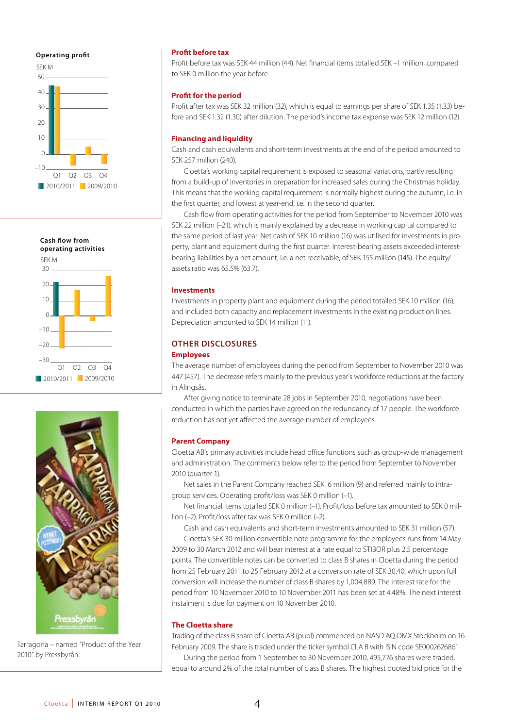Operating profit

SEK M

Cash flow from operating activities

SEK M

Tarragona – named "Product of the Year 2010" by Pressbyrån.

## Profit before tax

Profit before tax was SEK 44 million (44). Net financial items totalled SEK –1 million, compared to SEK 0 million the year before.

## Profit for the period

Profit after tax was SEK 32 million (32), which is equal to earnings per share of SEK 1.35 (1.33) before and SEK 1.32 (1.30) after dilution. The period's income tax expense was SEK 12 million (12).

## Financing and liquidity

Cash and cash equivalents and short-term investments at the end of the period amounted to SEK 257 million (240).

Cloetta's working capital requirement is exposed to seasonal variations, partly resulting from a build-up of inventories in preparation for increased sales during the Christmas holiday. This means that the working capital requirement is normally highest during the autumn, i.e. in the first quarter, and lowest at year-end, i.e. in the second quarter.

Cash flow from operating activities for the period from September to November 2010 was SEK 22 million (–21), which is mainly explained by a decrease in working capital compared to the same period of last year. Net cash of SEK 10 million (16) was utilised for investments in property, plant and equipment during the first quarter. Interest-bearing assets exceeded interest-bearing liabilities by a net amount, i.e. a net receivable, of SEK 155 million (145). The equity/assets ratio was 65.5% (63.7).

## Investments

Investments in property plant and equipment during the period totalled SEK 10 million (16), and included both capacity and replacement investments in the existing production lines. Depreciation amounted to SEK 14 million (11).

# OTHER DISCLOSURES

## Employees

The average number of employees during the period from September to November 2010 was 447 (457). The decrease refers mainly to the previous year's workforce reductions at the factory in Alingsås.

After giving notice to terminate 28 jobs in September 2010, negotiations have been conducted in which the parties have agreed on the redundancy of 17 people. The workforce reduction has not yet affected the average number of employees.

## Parent Company

Cloetta AB's primary activities include head office functions such as group-wide management and administration. The comments below refer to the period from September to November 2010 (quarter 1).

Net sales in the Parent Company reached SEK 6 million (9) and referred mainly to intra-group services. Operating profit/loss was SEK 0 million (–1).

Net financial items totalled SEK 0 million (–1). Profit/loss before tax amounted to SEK 0 million (–2). Profit/loss after tax was SEK 0 million (–2).

Cash and cash equivalents and short-term investments amounted to SEK 31 million (57).

Cloetta's SEK 30 million convertible note programme for the employees runs from 14 May 2009 to 30 March 2012 and will bear interest at a rate equal to STIBOR plus 2.5 percentage points. The convertible notes can be converted to class B shares in Cloetta during the period from 25 February 2011 to 25 February 2012 at a conversion rate of SEK 30.40, which upon full conversion will increase the number of class B shares by 1,004,889. The interest rate for the period from 10 November 2010 to 10 November 2011 has been set at 4.48%. The next interest instalment is due for payment on 10 November 2010.

## The Cloetta share

Trading of the class B share of Cloetta AB (publ) commenced on NASD AQ OMX Stockholm on 16 February 2009. The share is traded under the ticker symbol CLA B with ISIN code SE0002626861.

During the period from 1 September to 30 November 2010, 495,776 shares were traded, equal to around 2% of the total number of class B shares. The highest quoted bid price for the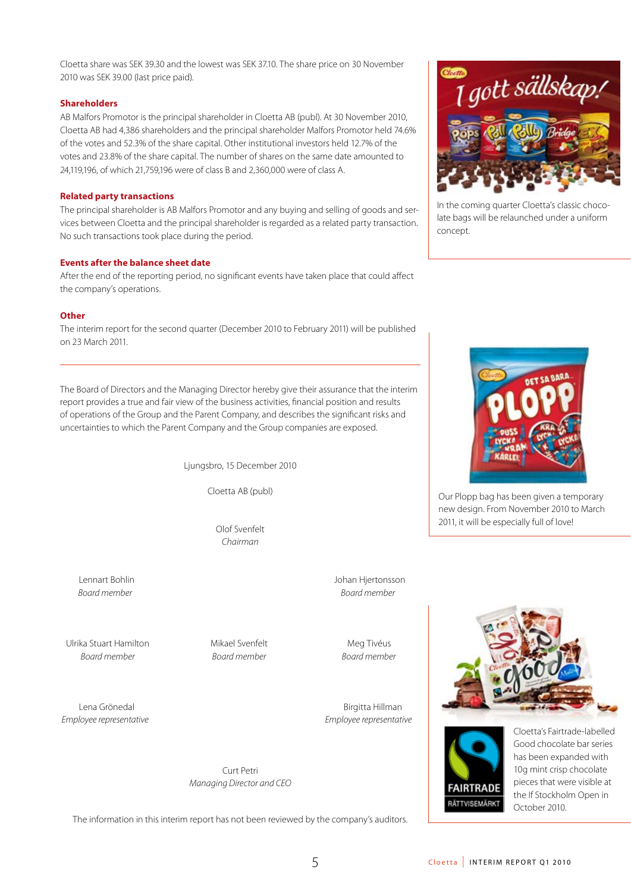Cloetta share was SEK 39.30 and the lowest was SEK 37.10. The share price on 30 November 2010 was SEK 39.00 (last price paid).

### Shareholders

AB Malfors Promotor is the principal shareholder in Cloetta AB (publ). At 30 November 2010, Cloetta AB had 4,386 shareholders and the principal shareholder Malfors Promotor held 74.6% of the votes and 52.3% of the share capital. Other institutional investors held 12.7% of the votes and 23.8% of the share capital. The number of shares on the same date amounted to 24,119,196, of which 21,759,196 were of class B and 2,360,000 were of class A.

### Related party transactions

The principal shareholder is AB Malfors Promotor and any buying and selling of goods and services between Cloetta and the principal shareholder is regarded as a related party transaction. No such transactions took place during the period.

### Events after the balance sheet date

After the end of the reporting period, no significant events have taken place that could affect the company's operations.

### Other

The interim report for the second quarter (December 2010 to February 2011) will be published on 23 March 2011.

---

The Board of Directors and the Managing Director hereby give their assurance that the interim report provides a true and fair view of the business activities, financial position and results of operations of the Group and the Parent Company, and describes the significant risks and uncertainties to which the Parent Company and the Group companies are exposed.

Ljungsbro, 15 December 2010

Cloetta AB (publ)

Olof Svenfelt
*Chairman*

Lennart Bohlin
*Board member*

Johan Hjertonsson
*Board member*

Ulrika Stuart Hamilton
*Board member*

Mikael Svenfelt
*Board member*

Meg Tivéus
*Board member*

Lena Grönedal
*Employee representative*

Birgitta Hillman
*Employee representative*

Curt Petri
*Managing Director and CEO*

The information in this interim report has not been reviewed by the company's auditors.

In the coming quarter Cloetta's classic chocolate bags will be relaunched under a uniform concept.

Our Plopp bag has been given a temporary new design. From November 2010 to March 2011, it will be especially full of love!

Cloetta's Fairtrade-labelled Good chocolate bar series has been expanded with 10g mint crisp chocolate pieces that were visible at the If Stockholm Open in October 2010.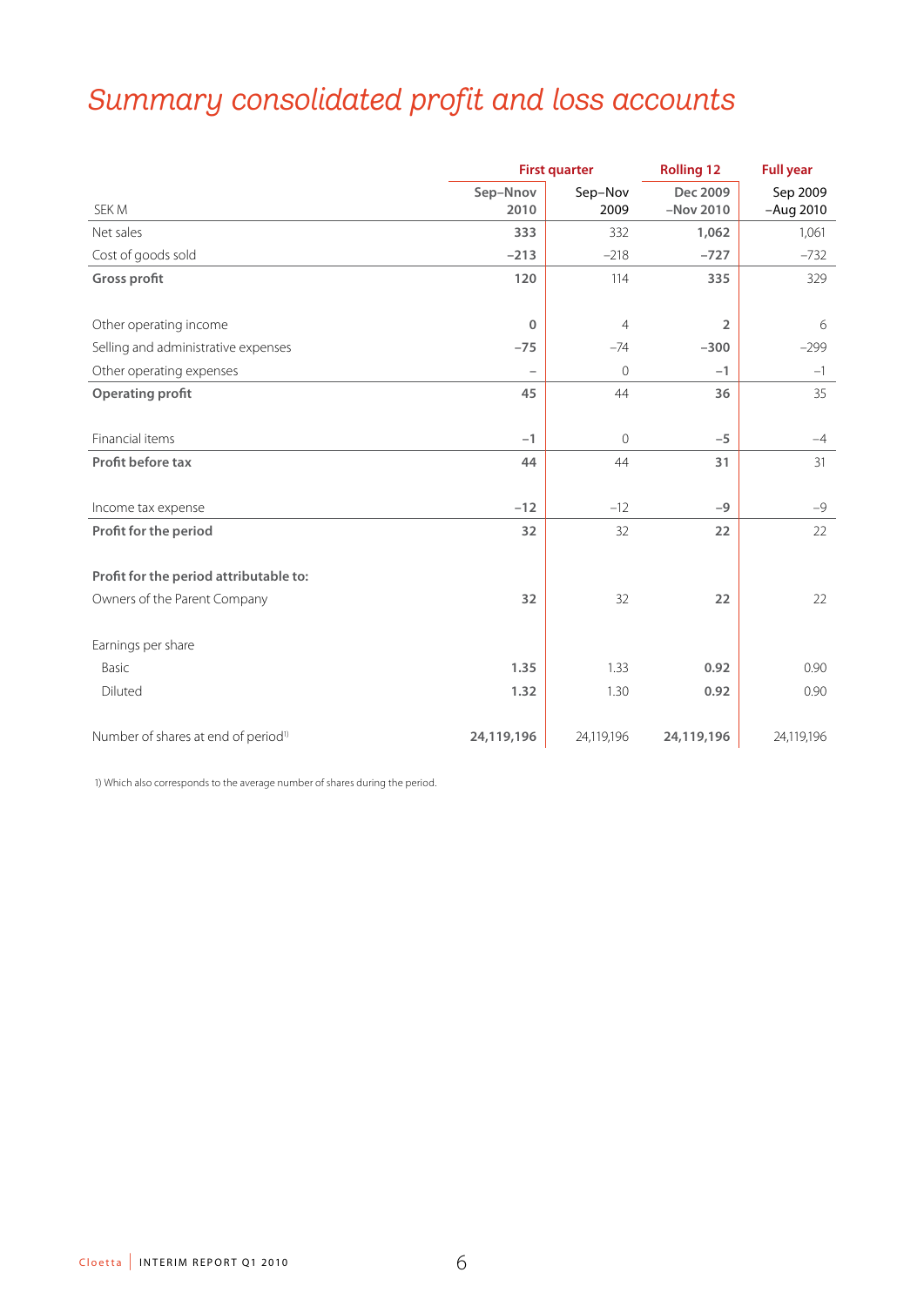# Summary consolidated profit and loss accounts

| SEK M | First quarter | | Rolling 12 | Full year |
|---|---|---|---|---|
| | Sep–Nnov 2010 | Sep–Nov 2009 | Dec 2009 –Nov 2010 | Sep 2009 –Aug 2010 |
| Net sales | **333** | 332 | **1,062** | 1,061 |
| Cost of goods sold | **–213** | –218 | **–727** | –732 |
| **Gross profit** | **120** | 114 | **335** | 329 |
| | | | | |
| Other operating income | **0** | 4 | **2** | 6 |
| Selling and administrative expenses | **–75** | –74 | **–300** | –299 |
| Other operating expenses | **–** | 0 | **–1** | –1 |
| **Operating profit** | **45** | 44 | **36** | 35 |
| | | | | |
| Financial items | **–1** | 0 | **–5** | –4 |
| **Profit before tax** | **44** | 44 | **31** | 31 |
| | | | | |
| Income tax expense | **–12** | –12 | **–9** | –9 |
| **Profit for the period** | **32** | 32 | **22** | 22 |
| | | | | |
| **Profit for the period attributable to:** | | | | |
| Owners of the Parent Company | **32** | 32 | **22** | 22 |
| | | | | |
| Earnings per share | | | | |
| Basic | **1.35** | 1.33 | **0.92** | 0.90 |
| Diluted | **1.32** | 1.30 | **0.92** | 0.90 |
| | | | | |
| Number of shares at end of period[1] | **24,119,196** | 24,119,196 | **24,119,196** | 24,119,196 |

1) Which also corresponds to the average number of shares during the period.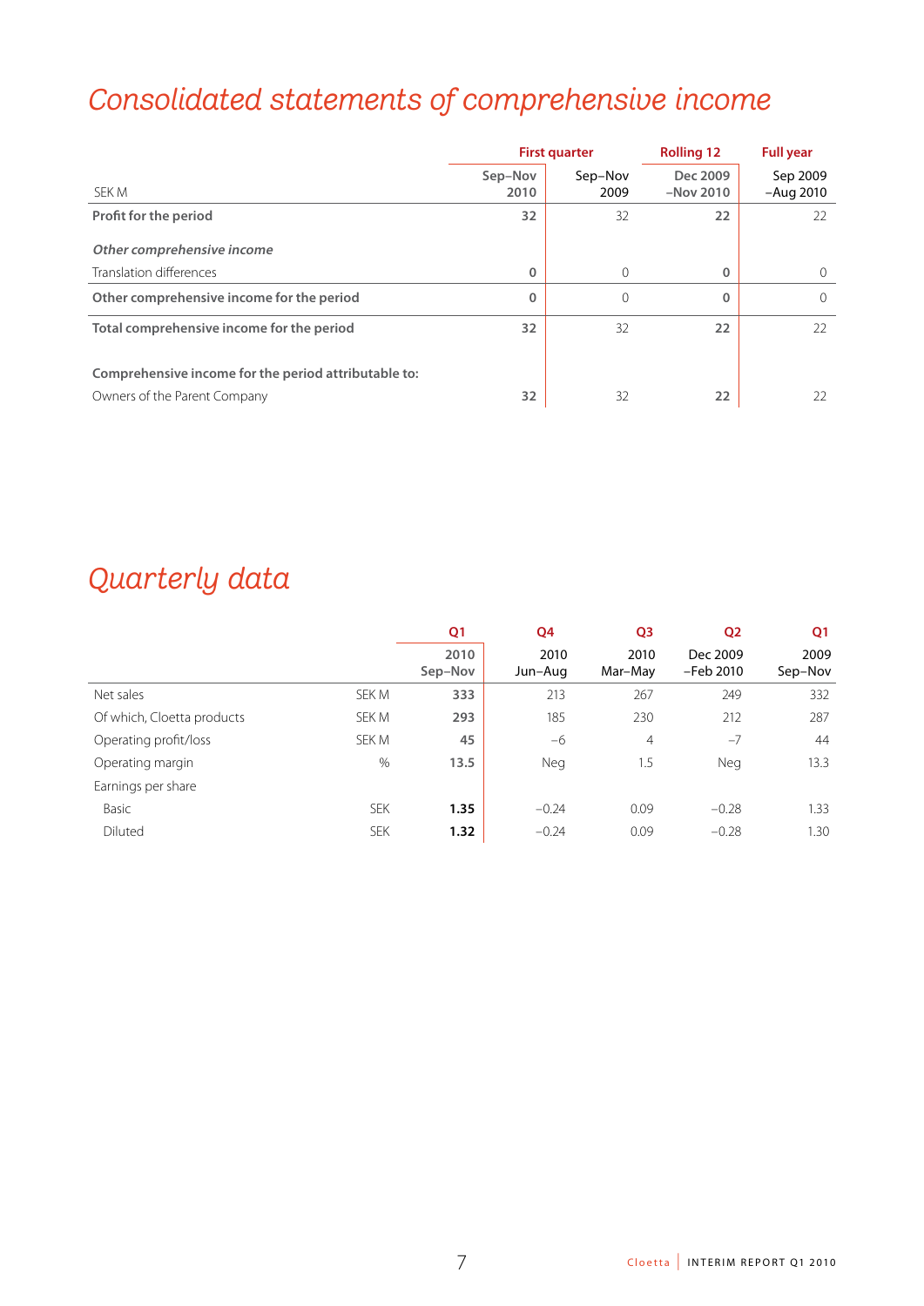# Consolidated statements of comprehensive income

| SEK M | First quarter | | Rolling 12 | Full year |
|---|---|---|---|---|
| | Sep–Nov 2010 | Sep–Nov 2009 | Dec 2009 –Nov 2010 | Sep 2009 –Aug 2010 |
| **Profit for the period** | **32** | 32 | **22** | 22 |
| ***Other comprehensive income*** | | | | |
| Translation differences | **0** | 0 | **0** | 0 |
| **Other comprehensive income for the period** | **0** | 0 | **0** | 0 |
| **Total comprehensive income for the period** | **32** | 32 | **22** | 22 |
| **Comprehensive income for the period attributable to:** | | | | |
| Owners of the Parent Company | **32** | 32 | **22** | 22 |

# Quarterly data

| | | Q1 | Q4 | Q3 | Q2 | Q1 |
|---|---|---|---|---|---|---|
| | | 2010 Sep–Nov | 2010 Jun–Aug | 2010 Mar–May | Dec 2009 –Feb 2010 | 2009 Sep–Nov |
| Net sales | SEK M | **333** | 213 | 267 | 249 | 332 |
| Of which, Cloetta products | SEK M | **293** | 185 | 230 | 212 | 287 |
| Operating profit/loss | SEK M | **45** | –6 | 4 | –7 | 44 |
| Operating margin | % | **13.5** | Neg | 1.5 | Neg | 13.3 |
| Earnings per share | | | | | | |
| Basic | SEK | **1.35** | –0.24 | 0.09 | –0.28 | 1.33 |
| Diluted | SEK | **1.32** | –0.24 | 0.09 | –0.28 | 1.30 |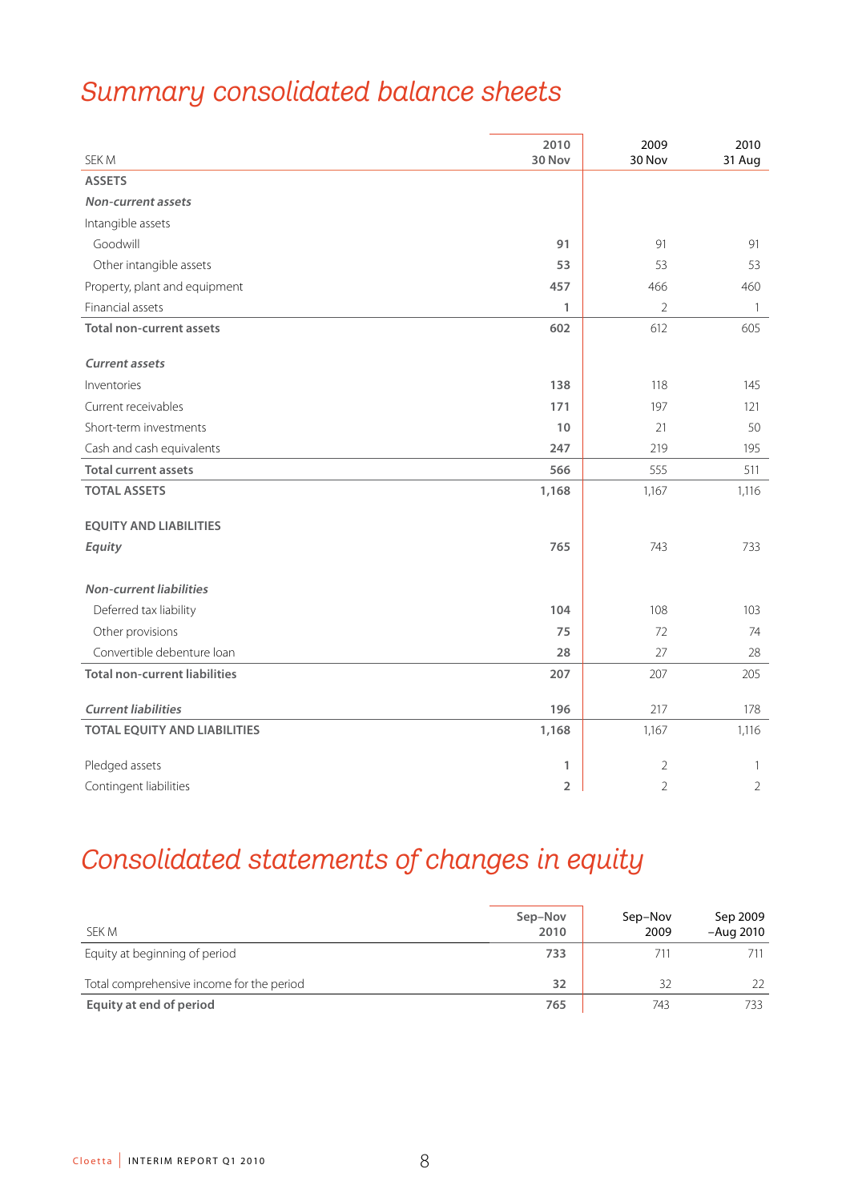# Summary consolidated balance sheets

| SEK M | 2010 30 Nov | 2009 30 Nov | 2010 31 Aug |
|---|---|---|---|
| **ASSETS** | | | |
| ***Non-current assets*** | | | |
| Intangible assets | | | |
| Goodwill | **91** | 91 | 91 |
| Other intangible assets | **53** | 53 | 53 |
| Property, plant and equipment | **457** | 466 | 460 |
| Financial assets | **1** | 2 | 1 |
| **Total non-current assets** | **602** | 612 | 605 |
| ***Current assets*** | | | |
| Inventories | **138** | 118 | 145 |
| Current receivables | **171** | 197 | 121 |
| Short-term investments | **10** | 21 | 50 |
| Cash and cash equivalents | **247** | 219 | 195 |
| **Total current assets** | **566** | 555 | 511 |
| **TOTAL ASSETS** | **1,168** | 1,167 | 1,116 |
| **EQUITY AND LIABILITIES** | | | |
| ***Equity*** | **765** | 743 | 733 |
| ***Non-current liabilities*** | | | |
| Deferred tax liability | **104** | 108 | 103 |
| Other provisions | **75** | 72 | 74 |
| Convertible debenture loan | **28** | 27 | 28 |
| **Total non-current liabilities** | **207** | 207 | 205 |
| ***Current liabilities*** | **196** | 217 | 178 |
| **TOTAL EQUITY AND LIABILITIES** | **1,168** | 1,167 | 1,116 |
| Pledged assets | **1** | 2 | 1 |
| Contingent liabilities | **2** | 2 | 2 |

# Consolidated statements of changes in equity

| SEK M | Sep–Nov 2010 | Sep–Nov 2009 | Sep 2009 –Aug 2010 |
|---|---|---|---|
| Equity at beginning of period | **733** | 711 | 711 |
| Total comprehensive income for the period | **32** | 32 | 22 |
| **Equity at end of period** | **765** | 743 | 733 |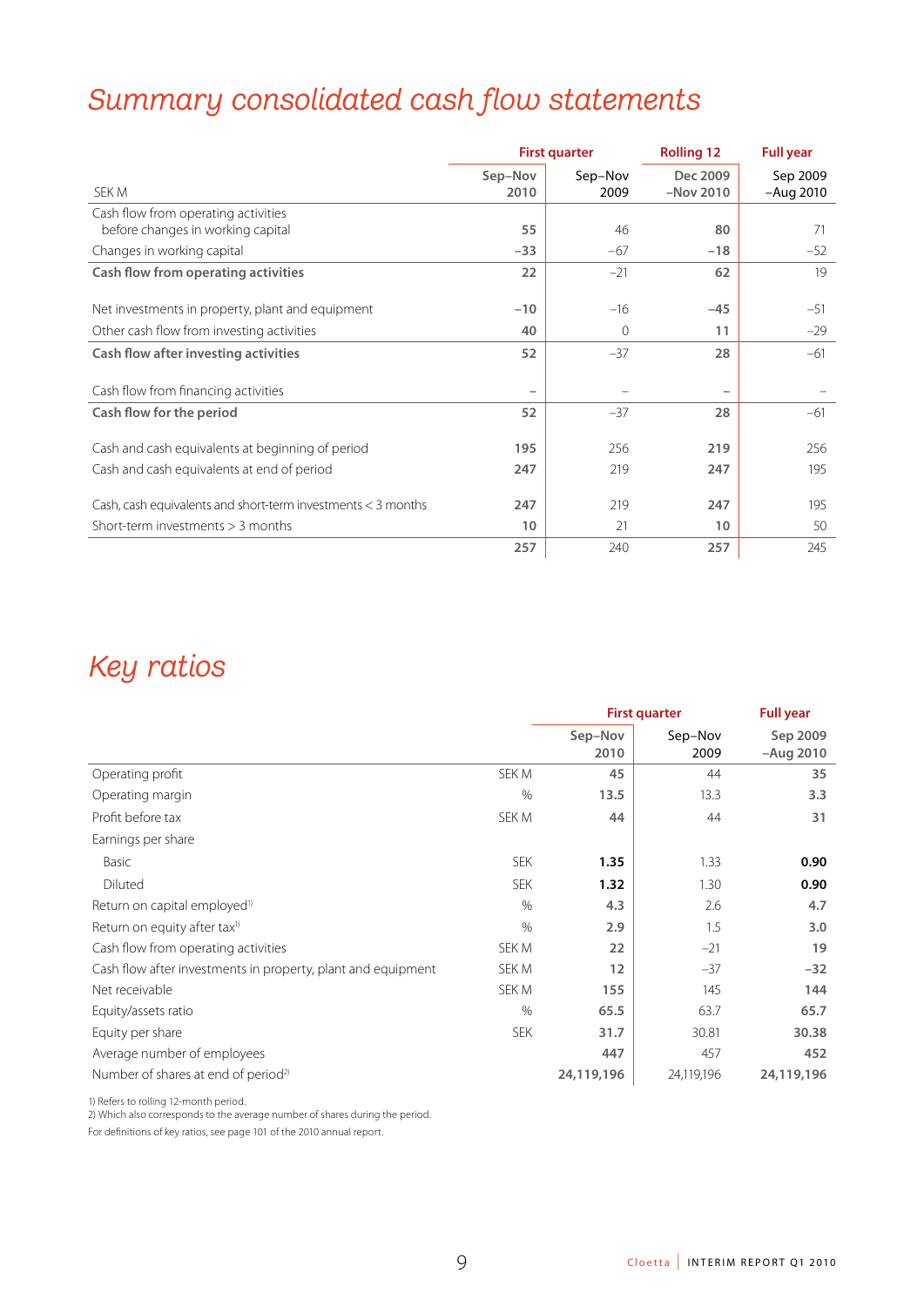# Summary consolidated cash flow statements

| SEK M | First quarter Sep–Nov 2010 | Sep–Nov 2009 | Rolling 12 Dec 2009 –Nov 2010 | Full year Sep 2009 –Aug 2010 |
|---|---|---|---|---|
| Cash flow from operating activities before changes in working capital | **55** | 46 | **80** | 71 |
| Changes in working capital | **–33** | –67 | **–18** | –52 |
| **Cash flow from operating activities** | **22** | –21 | **62** | 19 |
| Net investments in property, plant and equipment | **–10** | –16 | **–45** | –51 |
| Other cash flow from investing activities | **40** | 0 | **11** | –29 |
| **Cash flow after investing activities** | **52** | –37 | **28** | –61 |
| Cash flow from financing activities | **–** | – | **–** | – |
| **Cash flow for the period** | **52** | –37 | **28** | –61 |
| Cash and cash equivalents at beginning of period | **195** | 256 | **219** | 256 |
| Cash and cash equivalents at end of period | **247** | 219 | **247** | 195 |
| Cash, cash equivalents and short-term investments < 3 months | **247** | 219 | **247** | 195 |
| Short-term investments > 3 months | **10** | 21 | **10** | 50 |
| | **257** | 240 | **257** | 245 |

# Key ratios

| | | First quarter Sep–Nov 2010 | Sep–Nov 2009 | Full year Sep 2009 –Aug 2010 |
|---|---|---|---|---|
| Operating profit | SEK M | **45** | 44 | **35** |
| Operating margin | % | **13.5** | 13.3 | **3.3** |
| Profit before tax | SEK M | **44** | 44 | **31** |
| Earnings per share | | | | |
| Basic | SEK | **1.35** | 1.33 | **0.90** |
| Diluted | SEK | **1.32** | 1.30 | **0.90** |
| Return on capital employed[1] | % | **4.3** | 2.6 | **4.7** |
| Return on equity after tax[1] | % | **2.9** | 1.5 | **3.0** |
| Cash flow from operating activities | SEK M | **22** | –21 | **19** |
| Cash flow after investments in property, plant and equipment | SEK M | **12** | –37 | **–32** |
| Net receivable | SEK M | **155** | 145 | **144** |
| Equity/assets ratio | % | **65.5** | 63.7 | **65.7** |
| Equity per share | SEK | **31.7** | 30.81 | **30.38** |
| Average number of employees | | **447** | 457 | **452** |
| Number of shares at end of period[2] | | **24,119,196** | 24,119,196 | **24,119,196** |

1) Refers to rolling 12-month period.
2) Which also corresponds to the average number of shares during the period.
For definitions of key ratios, see page 101 of the 2010 annual report.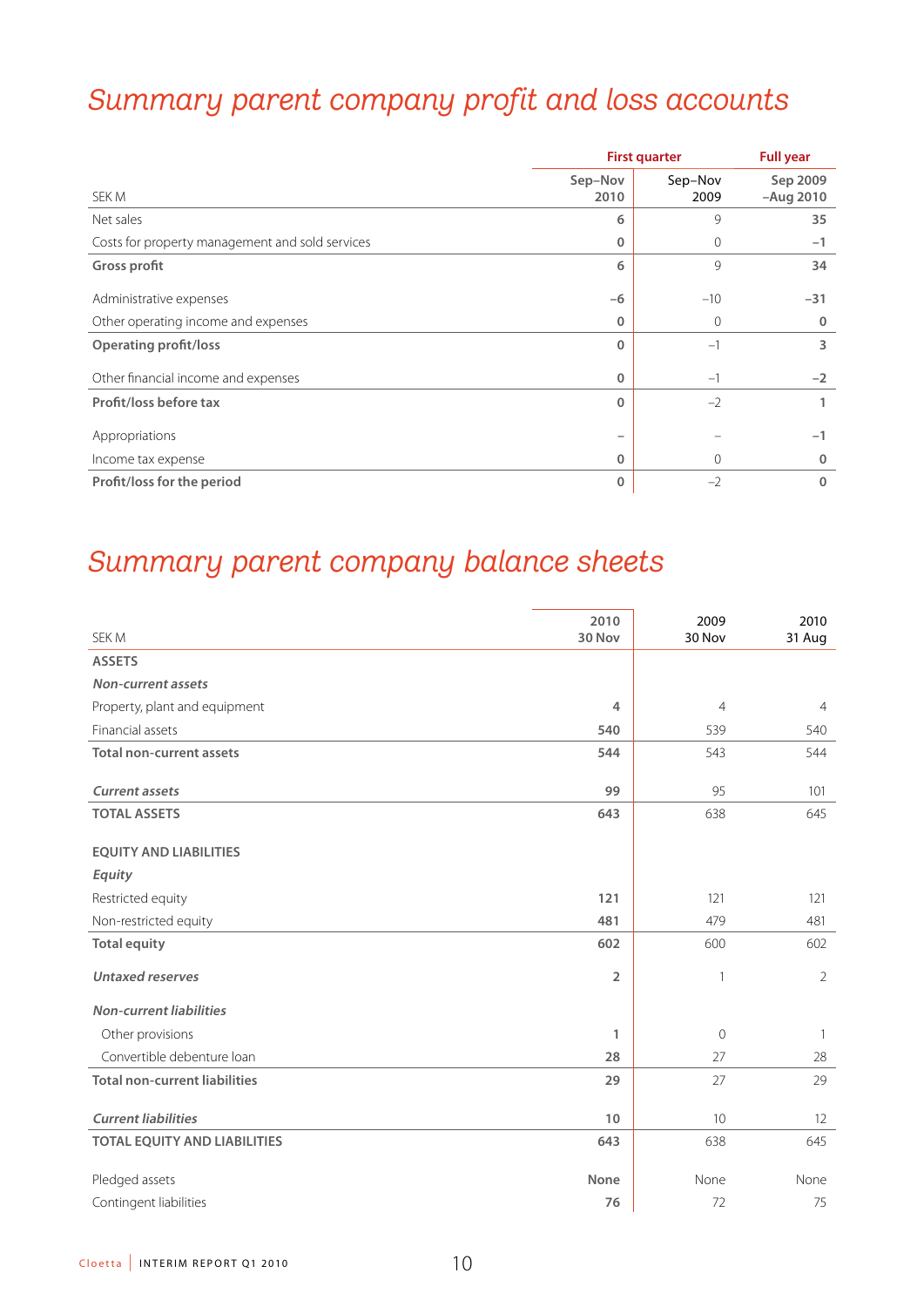# Summary parent company profit and loss accounts

| SEK M | First quarter Sep–Nov 2010 | Sep–Nov 2009 | Full year Sep 2009 –Aug 2010 |
|---|---|---|---|
| Net sales | 6 | 9 | 35 |
| Costs for property management and sold services | 0 | 0 | –1 |
| **Gross profit** | 6 | 9 | 34 |
| Administrative expenses | –6 | –10 | –31 |
| Other operating income and expenses | 0 | 0 | 0 |
| **Operating profit/loss** | 0 | –1 | 3 |
| Other financial income and expenses | 0 | –1 | –2 |
| **Profit/loss before tax** | 0 | –2 | 1 |
| Appropriations | – | – | –1 |
| Income tax expense | 0 | 0 | 0 |
| **Profit/loss for the period** | 0 | –2 | 0 |

# Summary parent company balance sheets

| SEK M | 2010 30 Nov | 2009 30 Nov | 2010 31 Aug |
|---|---|---|---|
| **ASSETS** | | | |
| ***Non-current assets*** | | | |
| Property, plant and equipment | 4 | 4 | 4 |
| Financial assets | 540 | 539 | 540 |
| **Total non-current assets** | 544 | 543 | 544 |
| ***Current assets*** | 99 | 95 | 101 |
| **TOTAL ASSETS** | 643 | 638 | 645 |
| **EQUITY AND LIABILITIES** | | | |
| ***Equity*** | | | |
| Restricted equity | 121 | 121 | 121 |
| Non-restricted equity | 481 | 479 | 481 |
| **Total equity** | 602 | 600 | 602 |
| ***Untaxed reserves*** | 2 | 1 | 2 |
| ***Non-current liabilities*** | | | |
| Other provisions | 1 | 0 | 1 |
| Convertible debenture loan | 28 | 27 | 28 |
| **Total non-current liabilities** | 29 | 27 | 29 |
| ***Current liabilities*** | 10 | 10 | 12 |
| **TOTAL EQUITY AND LIABILITIES** | 643 | 638 | 645 |
| Pledged assets | None | None | None |
| Contingent liabilities | 76 | 72 | 75 |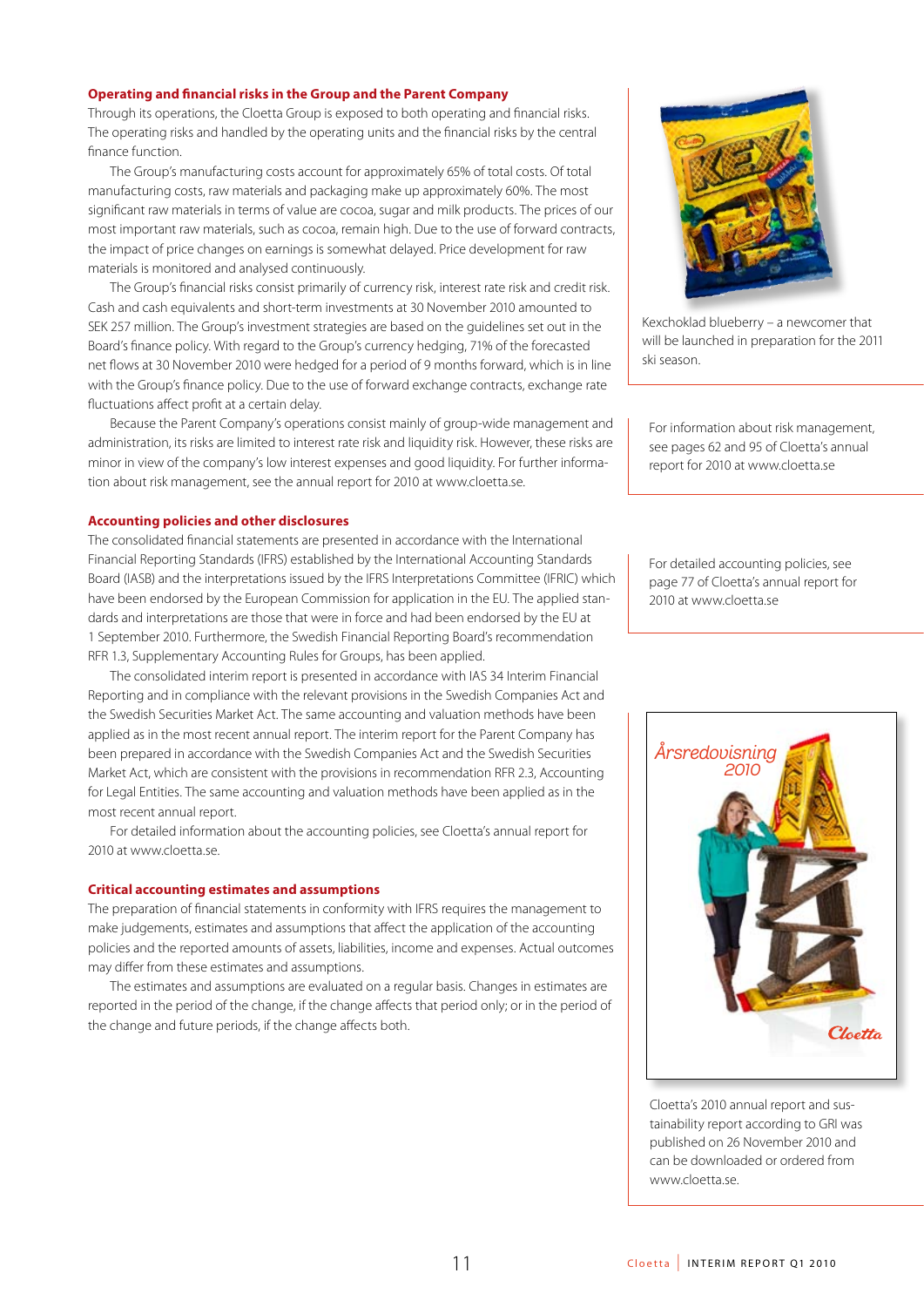## Operating and financial risks in the Group and the Parent Company

Through its operations, the Cloetta Group is exposed to both operating and financial risks. The operating risks and handled by the operating units and the financial risks by the central finance function.

The Group's manufacturing costs account for approximately 65% of total costs. Of total manufacturing costs, raw materials and packaging make up approximately 60%. The most significant raw materials in terms of value are cocoa, sugar and milk products. The prices of our most important raw materials, such as cocoa, remain high. Due to the use of forward contracts, the impact of price changes on earnings is somewhat delayed. Price development for raw materials is monitored and analysed continuously.

The Group's financial risks consist primarily of currency risk, interest rate risk and credit risk. Cash and cash equivalents and short-term investments at 30 November 2010 amounted to SEK 257 million. The Group's investment strategies are based on the guidelines set out in the Board's finance policy. With regard to the Group's currency hedging, 71% of the forecasted net flows at 30 November 2010 were hedged for a period of 9 months forward, which is in line with the Group's finance policy. Due to the use of forward exchange contracts, exchange rate fluctuations affect profit at a certain delay.

Because the Parent Company's operations consist mainly of group-wide management and administration, its risks are limited to interest rate risk and liquidity risk. However, these risks are minor in view of the company's low interest expenses and good liquidity. For further information about risk management, see the annual report for 2010 at www.cloetta.se.

## Accounting policies and other disclosures

The consolidated financial statements are presented in accordance with the International Financial Reporting Standards (IFRS) established by the International Accounting Standards Board (IASB) and the interpretations issued by the IFRS Interpretations Committee (IFRIC) which have been endorsed by the European Commission for application in the EU. The applied standards and interpretations are those that were in force and had been endorsed by the EU at 1 September 2010. Furthermore, the Swedish Financial Reporting Board's recommendation RFR 1.3, Supplementary Accounting Rules for Groups, has been applied.

The consolidated interim report is presented in accordance with IAS 34 Interim Financial Reporting and in compliance with the relevant provisions in the Swedish Companies Act and the Swedish Securities Market Act. The same accounting and valuation methods have been applied as in the most recent annual report. The interim report for the Parent Company has been prepared in accordance with the Swedish Companies Act and the Swedish Securities Market Act, which are consistent with the provisions in recommendation RFR 2.3, Accounting for Legal Entities. The same accounting and valuation methods have been applied as in the most recent annual report.

For detailed information about the accounting policies, see Cloetta's annual report for 2010 at www.cloetta.se.

## Critical accounting estimates and assumptions

The preparation of financial statements in conformity with IFRS requires the management to make judgements, estimates and assumptions that affect the application of the accounting policies and the reported amounts of assets, liabilities, income and expenses. Actual outcomes may differ from these estimates and assumptions.

The estimates and assumptions are evaluated on a regular basis. Changes in estimates are reported in the period of the change, if the change affects that period only; or in the period of the change and future periods, if the change affects both.

Kexchoklad blueberry – a newcomer that will be launched in preparation for the 2011 ski season.

For information about risk management, see pages 62 and 95 of Cloetta's annual report for 2010 at www.cloetta.se

For detailed accounting policies, see page 77 of Cloetta's annual report for 2010 at www.cloetta.se

Cloetta's 2010 annual report and sustainability report according to GRI was published on 26 November 2010 and can be downloaded or ordered from www.cloetta.se.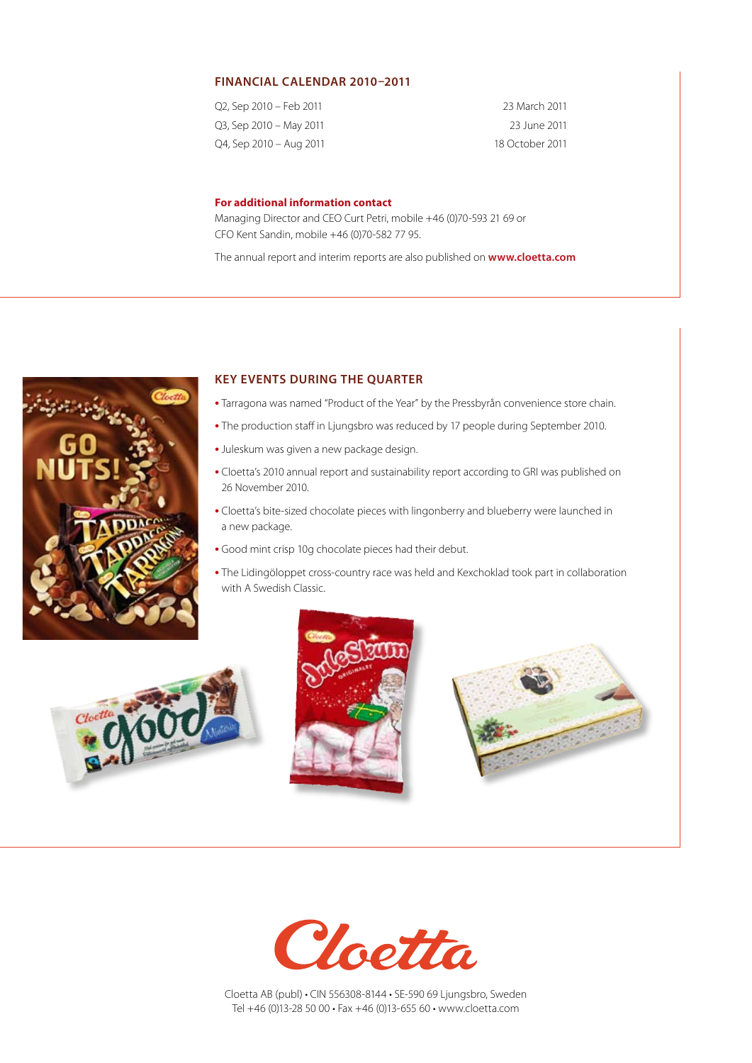## FINANCIAL CALENDAR 2010–2011

| | |
|---|---|
| Q2, Sep 2010 – Feb 2011 | 23 March 2011 |
| Q3, Sep 2010 – May 2011 | 23 June 2011 |
| Q4, Sep 2010 – Aug 2011 | 18 October 2011 |

**For additional information contact**
Managing Director and CEO Curt Petri, mobile +46 (0)70-593 21 69 or
CFO Kent Sandin, mobile +46 (0)70-582 77 95.

The annual report and interim reports are also published on **www.cloetta.com**

## KEY EVENTS DURING THE QUARTER

- Tarragona was named "Product of the Year" by the Pressbyrån convenience store chain.
- The production staff in Ljungsbro was reduced by 17 people during September 2010.
- Juleskum was given a new package design.
- Cloetta's 2010 annual report and sustainability report according to GRI was published on 26 November 2010.
- Cloetta's bite-sized chocolate pieces with lingonberry and blueberry were launched in a new package.
- Good mint crisp 10g chocolate pieces had their debut.
- The Lidingöloppet cross-country race was held and Kexchoklad took part in collaboration with A Swedish Classic.

Cloetta AB (publ) • CIN 556308-8144 • SE-590 69 Ljungsbro, Sweden
Tel +46 (0)13-28 50 00 • Fax +46 (0)13-655 60 • www.cloetta.com